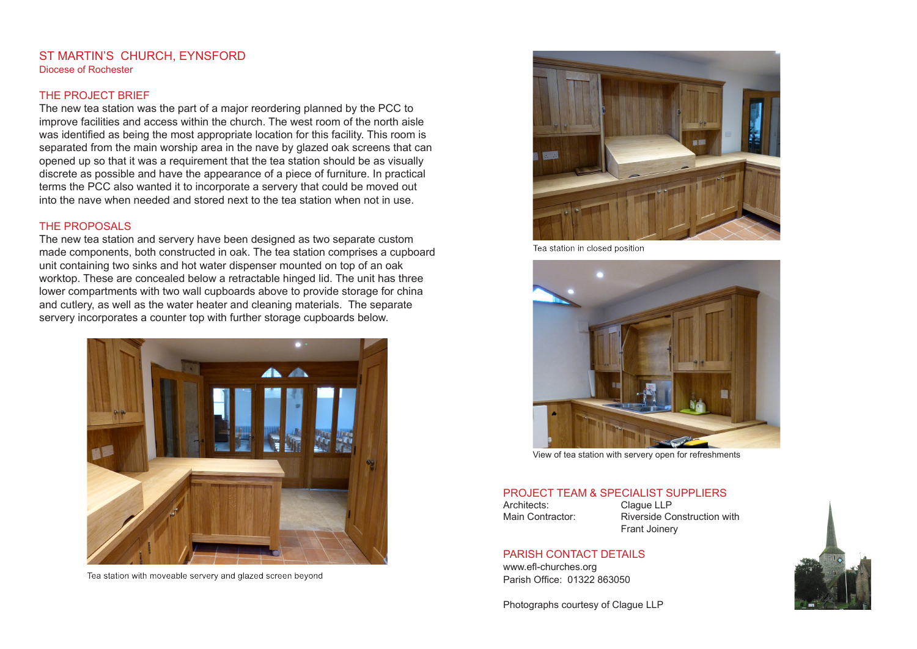# ST MARTIN'S CHURCH, EYNSFORD

Diocese of Rochester

## THE PROJECT BRIEF

The new tea station was the part of a major reordering planned by the PCC to improve facilities and access within the church. The west room of the north aisle was identified as being the most appropriate location for this facility. This room is separated from the main worship area in the nave by glazed oak screens that can opened up so that it was a requirement that the tea station should be as visually discrete as possible and have the appearance of a piece of furniture. In practical terms the PCC also wanted it to incorporate a servery that could be moved out into the nave when needed and stored next to the tea station when not in use.

## THE PROPOSALS

The new tea station and servery have been designed as two separate custom made components, both constructed in oak. The tea station comprises a cupboard unit containing two sinks and hot water dispenser mounted on top of an oak worktop. These are concealed below a retractable hinged lid. The unit has three lower compartments with two wall cupboards above to provide storage for china and cutlery, as well as the water heater and cleaning materials. The separate servery incorporates a counter top with further storage cupboards below.

Tea station with moveable servery and glazed screen beyond

Tea station in closed position

View of tea station with servery open for refreshments

## PROJECT TEAM & SPECIALIST SUPPLIERS

| | |
|---|---|
| Architects: | Clague LLP |
| Main Contractor: | Riverside Construction with Frant Joinery |

## PARISH CONTACT DETAILS

www.efl-churches.org

Parish Office: 01322 863050

Photographs courtesy of Clague LLP